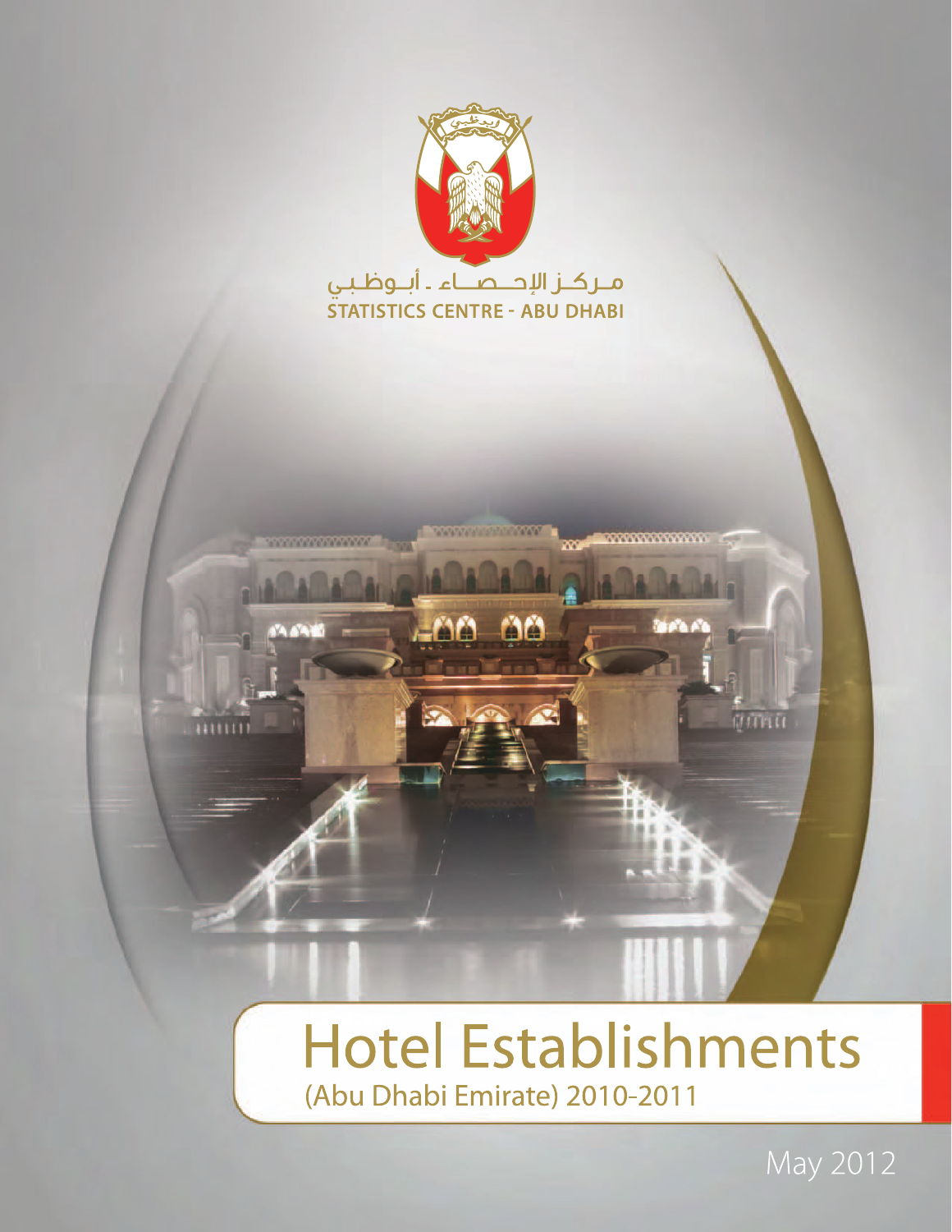مـركـز الإحـصــاء - أبـوظـبـي

STATISTICS CENTRE - ABU DHABI

# Hotel Establishments

(Abu Dhabi Emirate) 2010-2011

May 2012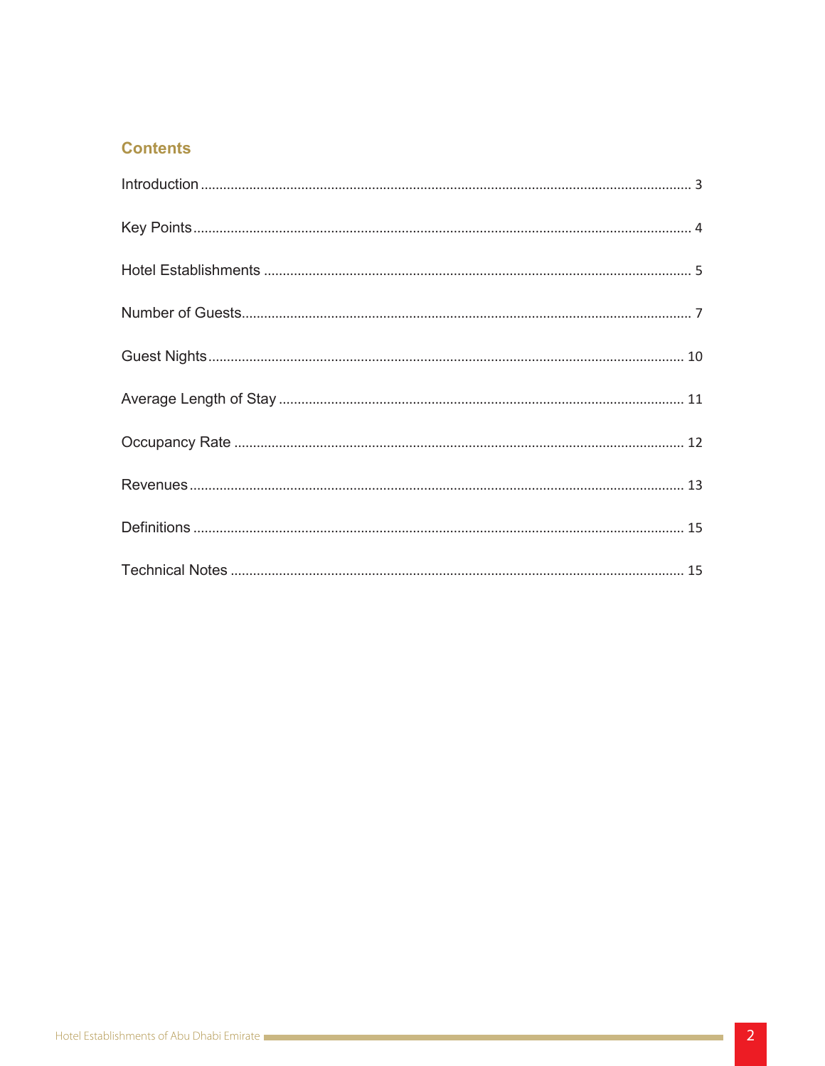## Contents

| | |
|---|---|
| Introduction | 3 |
| Key Points | 4 |
| Hotel Establishments | 5 |
| Number of Guests | 7 |
| Guest Nights | 10 |
| Average Length of Stay | 11 |
| Occupancy Rate | 12 |
| Revenues | 13 |
| Definitions | 15 |
| Technical Notes | 15 |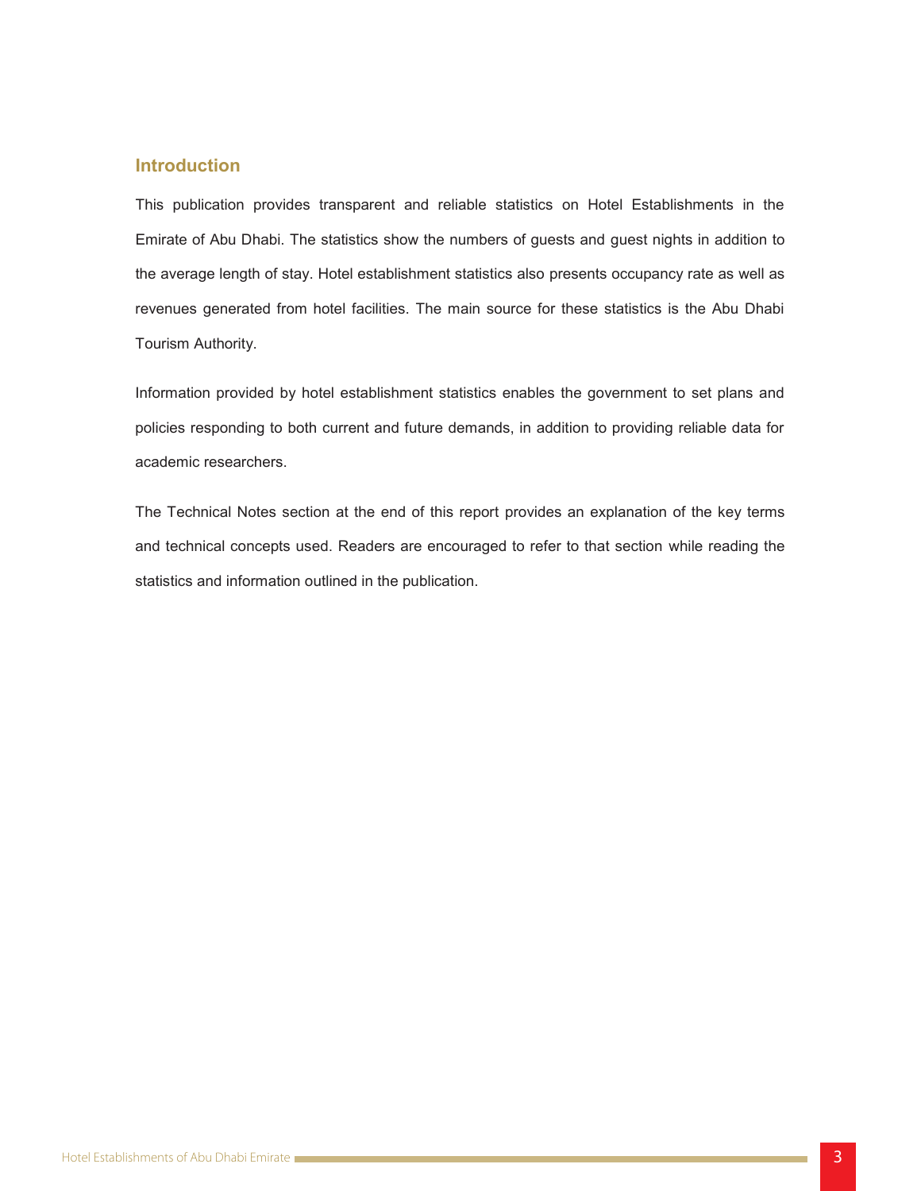## Introduction

This publication provides transparent and reliable statistics on Hotel Establishments in the Emirate of Abu Dhabi. The statistics show the numbers of guests and guest nights in addition to the average length of stay. Hotel establishment statistics also presents occupancy rate as well as revenues generated from hotel facilities. The main source for these statistics is the Abu Dhabi Tourism Authority.

Information provided by hotel establishment statistics enables the government to set plans and policies responding to both current and future demands, in addition to providing reliable data for academic researchers.

The Technical Notes section at the end of this report provides an explanation of the key terms and technical concepts used. Readers are encouraged to refer to that section while reading the statistics and information outlined in the publication.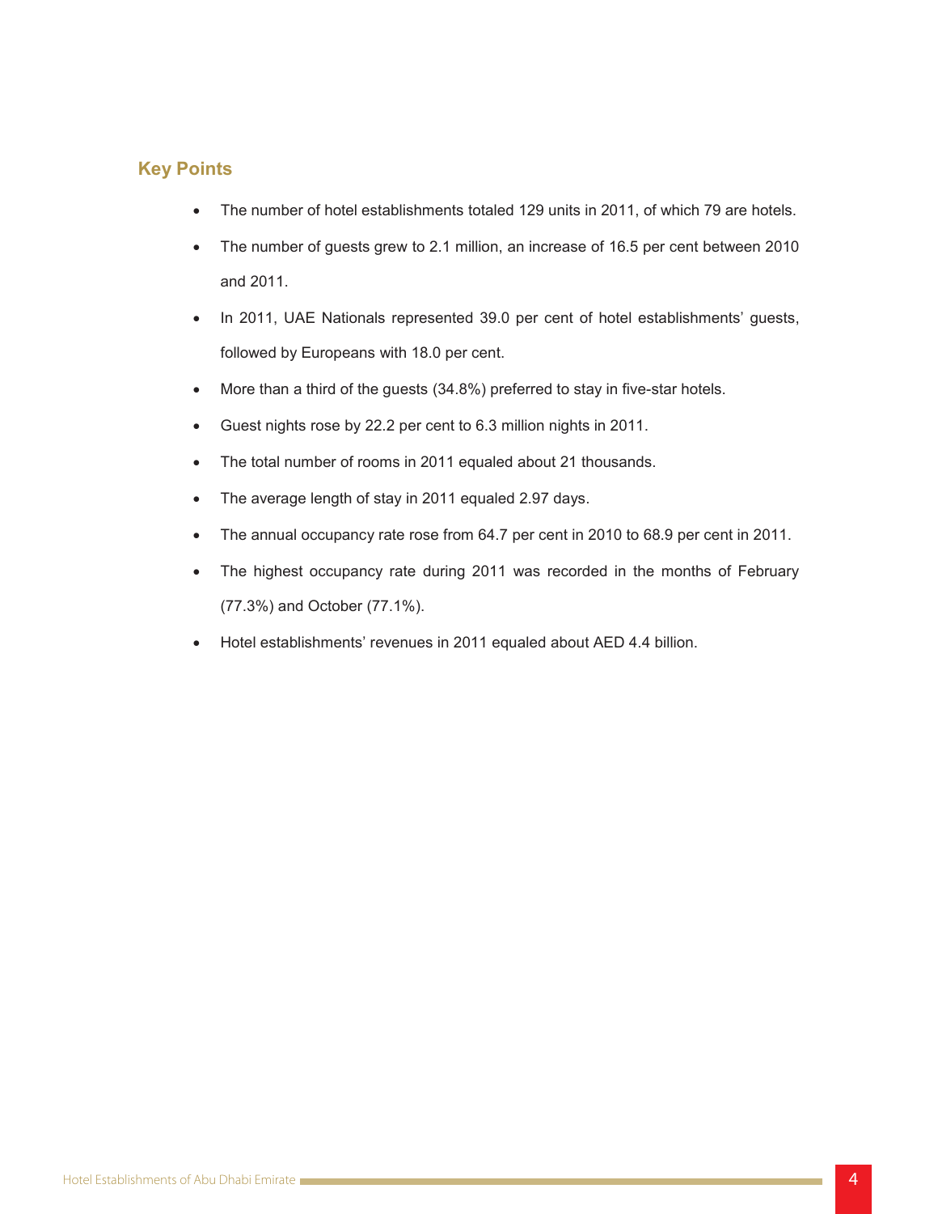## Key Points

- The number of hotel establishments totaled 129 units in 2011, of which 79 are hotels.
- The number of guests grew to 2.1 million, an increase of 16.5 per cent between 2010 and 2011.
- In 2011, UAE Nationals represented 39.0 per cent of hotel establishments' guests, followed by Europeans with 18.0 per cent.
- More than a third of the guests (34.8%) preferred to stay in five-star hotels.
- Guest nights rose by 22.2 per cent to 6.3 million nights in 2011.
- The total number of rooms in 2011 equaled about 21 thousands.
- The average length of stay in 2011 equaled 2.97 days.
- The annual occupancy rate rose from 64.7 per cent in 2010 to 68.9 per cent in 2011.
- The highest occupancy rate during 2011 was recorded in the months of February (77.3%) and October (77.1%).
- Hotel establishments' revenues in 2011 equaled about AED 4.4 billion.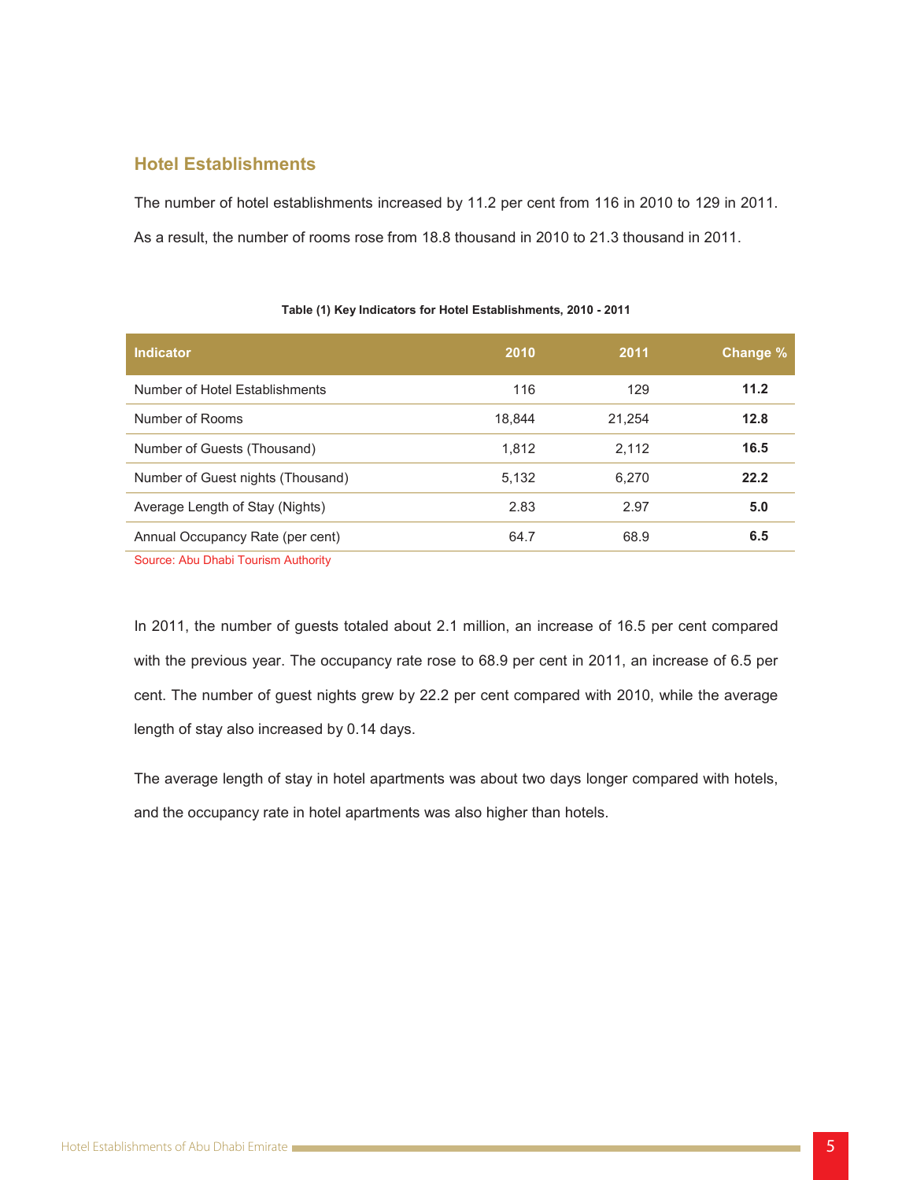## Hotel Establishments

The number of hotel establishments increased by 11.2 per cent from 116 in 2010 to 129 in 2011. As a result, the number of rooms rose from 18.8 thousand in 2010 to 21.3 thousand in 2011.

**Table (1) Key Indicators for Hotel Establishments, 2010 - 2011**

| Indicator | 2010 | 2011 | Change % |
|---|---|---|---|
| Number of Hotel Establishments | 116 | 129 | **11.2** |
| Number of Rooms | 18,844 | 21,254 | **12.8** |
| Number of Guests (Thousand) | 1,812 | 2,112 | **16.5** |
| Number of Guest nights (Thousand) | 5,132 | 6,270 | **22.2** |
| Average Length of Stay (Nights) | 2.83 | 2.97 | **5.0** |
| Annual Occupancy Rate (per cent) | 64.7 | 68.9 | **6.5** |

Source: Abu Dhabi Tourism Authority

In 2011, the number of guests totaled about 2.1 million, an increase of 16.5 per cent compared with the previous year. The occupancy rate rose to 68.9 per cent in 2011, an increase of 6.5 per cent. The number of guest nights grew by 22.2 per cent compared with 2010, while the average length of stay also increased by 0.14 days.

The average length of stay in hotel apartments was about two days longer compared with hotels, and the occupancy rate in hotel apartments was also higher than hotels.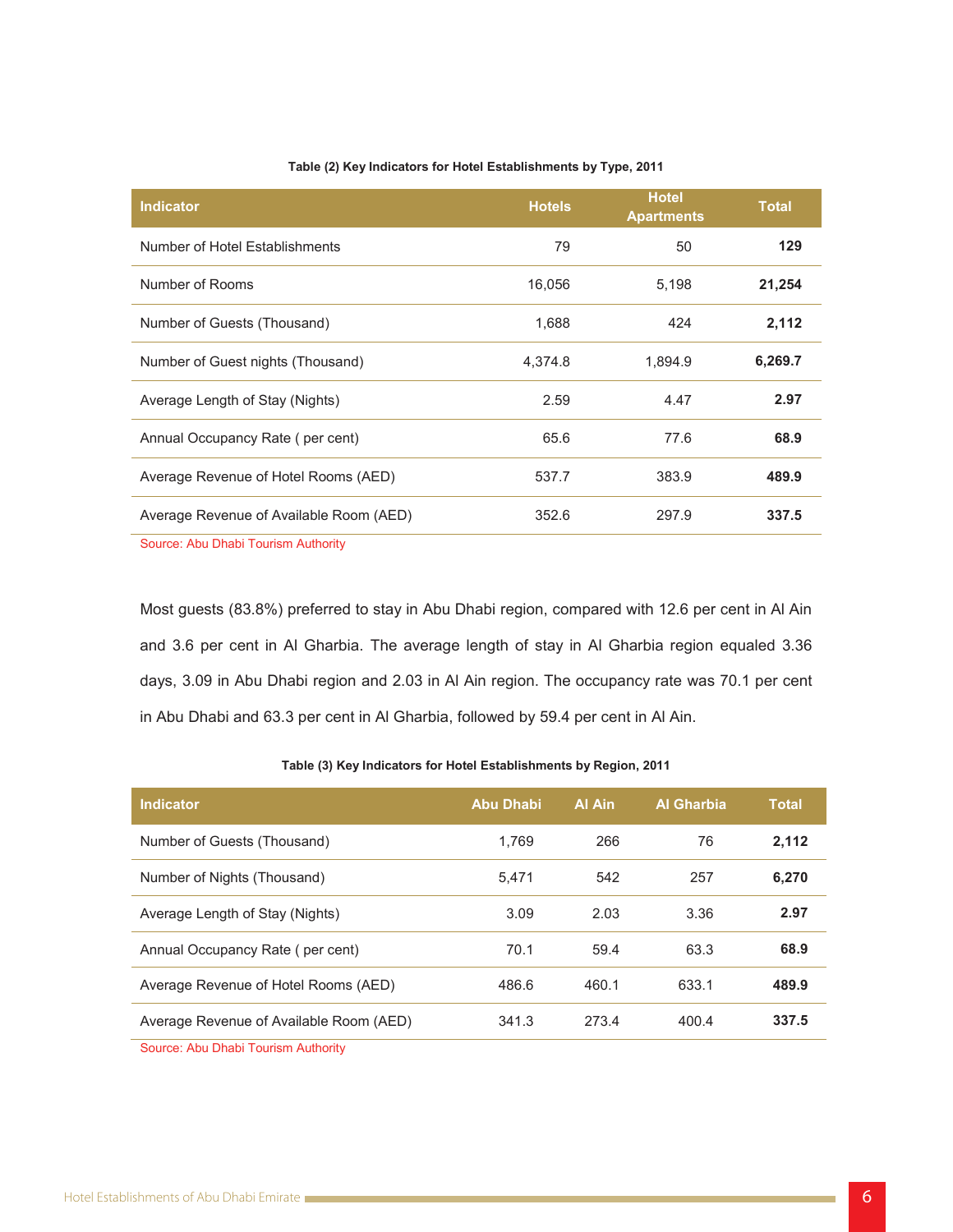**Table (2) Key Indicators for Hotel Establishments by Type, 2011**

| Indicator | Hotels | Hotel Apartments | Total |
|---|---|---|---|
| Number of Hotel Establishments | 79 | 50 | **129** |
| Number of Rooms | 16,056 | 5,198 | **21,254** |
| Number of Guests (Thousand) | 1,688 | 424 | **2,112** |
| Number of Guest nights (Thousand) | 4,374.8 | 1,894.9 | **6,269.7** |
| Average Length of Stay (Nights) | 2.59 | 4.47 | **2.97** |
| Annual Occupancy Rate ( per cent) | 65.6 | 77.6 | **68.9** |
| Average Revenue of Hotel Rooms (AED) | 537.7 | 383.9 | **489.9** |
| Average Revenue of Available Room (AED) | 352.6 | 297.9 | **337.5** |

Source: Abu Dhabi Tourism Authority

Most guests (83.8%) preferred to stay in Abu Dhabi region, compared with 12.6 per cent in Al Ain and 3.6 per cent in Al Gharbia. The average length of stay in Al Gharbia region equaled 3.36 days, 3.09 in Abu Dhabi region and 2.03 in Al Ain region. The occupancy rate was 70.1 per cent in Abu Dhabi and 63.3 per cent in Al Gharbia, followed by 59.4 per cent in Al Ain.

**Table (3) Key Indicators for Hotel Establishments by Region, 2011**

| Indicator | Abu Dhabi | Al Ain | Al Gharbia | Total |
|---|---|---|---|---|
| Number of Guests (Thousand) | 1,769 | 266 | 76 | **2,112** |
| Number of Nights (Thousand) | 5,471 | 542 | 257 | **6,270** |
| Average Length of Stay (Nights) | 3.09 | 2.03 | 3.36 | **2.97** |
| Annual Occupancy Rate ( per cent) | 70.1 | 59.4 | 63.3 | **68.9** |
| Average Revenue of Hotel Rooms (AED) | 486.6 | 460.1 | 633.1 | **489.9** |
| Average Revenue of Available Room (AED) | 341.3 | 273.4 | 400.4 | **337.5** |

Source: Abu Dhabi Tourism Authority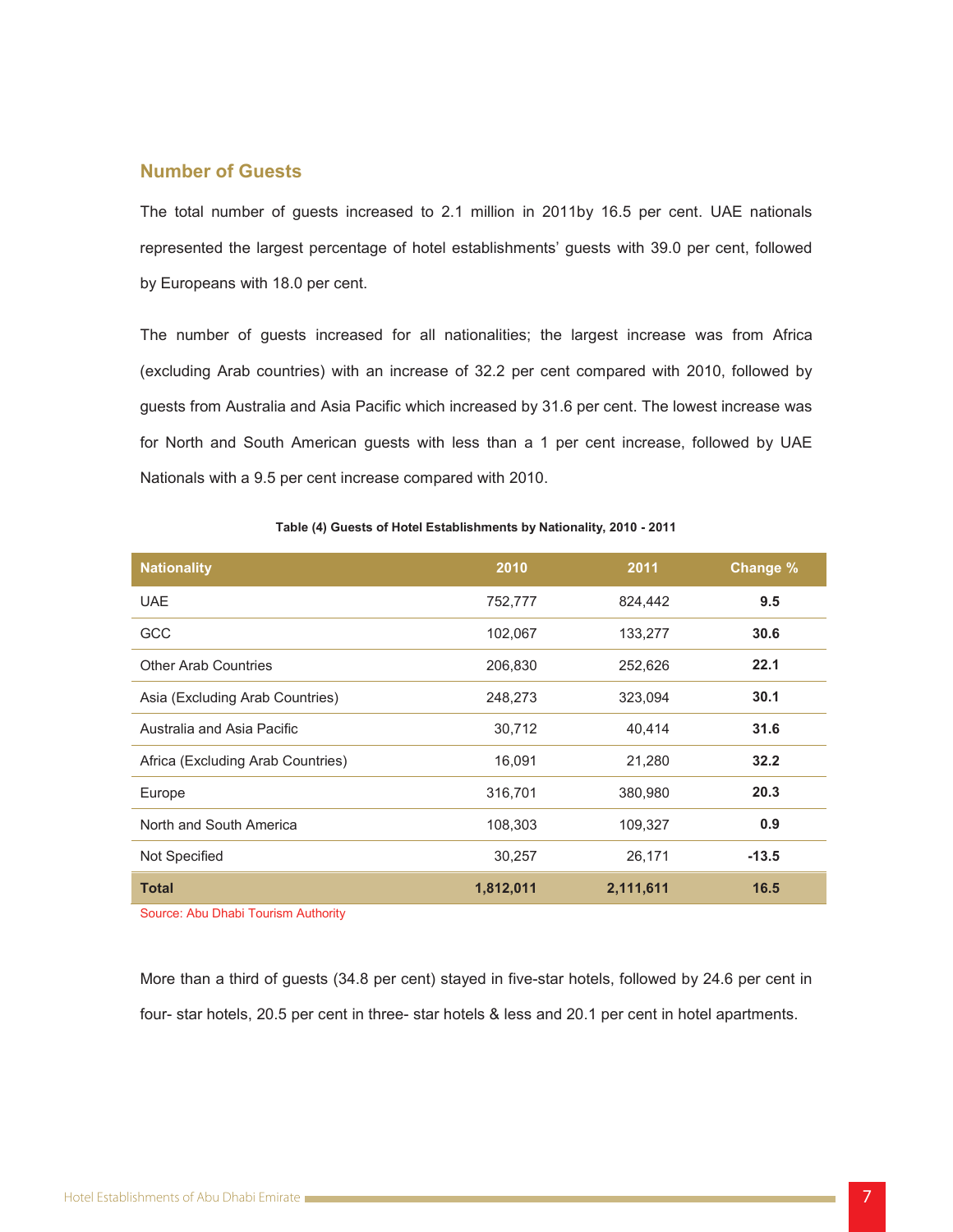## Number of Guests

The total number of guests increased to 2.1 million in 2011by 16.5 per cent. UAE nationals represented the largest percentage of hotel establishments' guests with 39.0 per cent, followed by Europeans with 18.0 per cent.

The number of guests increased for all nationalities; the largest increase was from Africa (excluding Arab countries) with an increase of 32.2 per cent compared with 2010, followed by guests from Australia and Asia Pacific which increased by 31.6 per cent. The lowest increase was for North and South American guests with less than a 1 per cent increase, followed by UAE Nationals with a 9.5 per cent increase compared with 2010.

**Table (4) Guests of Hotel Establishments by Nationality, 2010 - 2011**

| Nationality | 2010 | 2011 | Change % |
|---|---|---|---|
| UAE | 752,777 | 824,442 | **9.5** |
| GCC | 102,067 | 133,277 | **30.6** |
| Other Arab Countries | 206,830 | 252,626 | **22.1** |
| Asia (Excluding Arab Countries) | 248,273 | 323,094 | **30.1** |
| Australia and Asia Pacific | 30,712 | 40,414 | **31.6** |
| Africa (Excluding Arab Countries) | 16,091 | 21,280 | **32.2** |
| Europe | 316,701 | 380,980 | **20.3** |
| North and South America | 108,303 | 109,327 | **0.9** |
| Not Specified | 30,257 | 26,171 | **-13.5** |
| **Total** | **1,812,011** | **2,111,611** | **16.5** |

Source: Abu Dhabi Tourism Authority

More than a third of guests (34.8 per cent) stayed in five-star hotels, followed by 24.6 per cent in four- star hotels, 20.5 per cent in three- star hotels & less and 20.1 per cent in hotel apartments.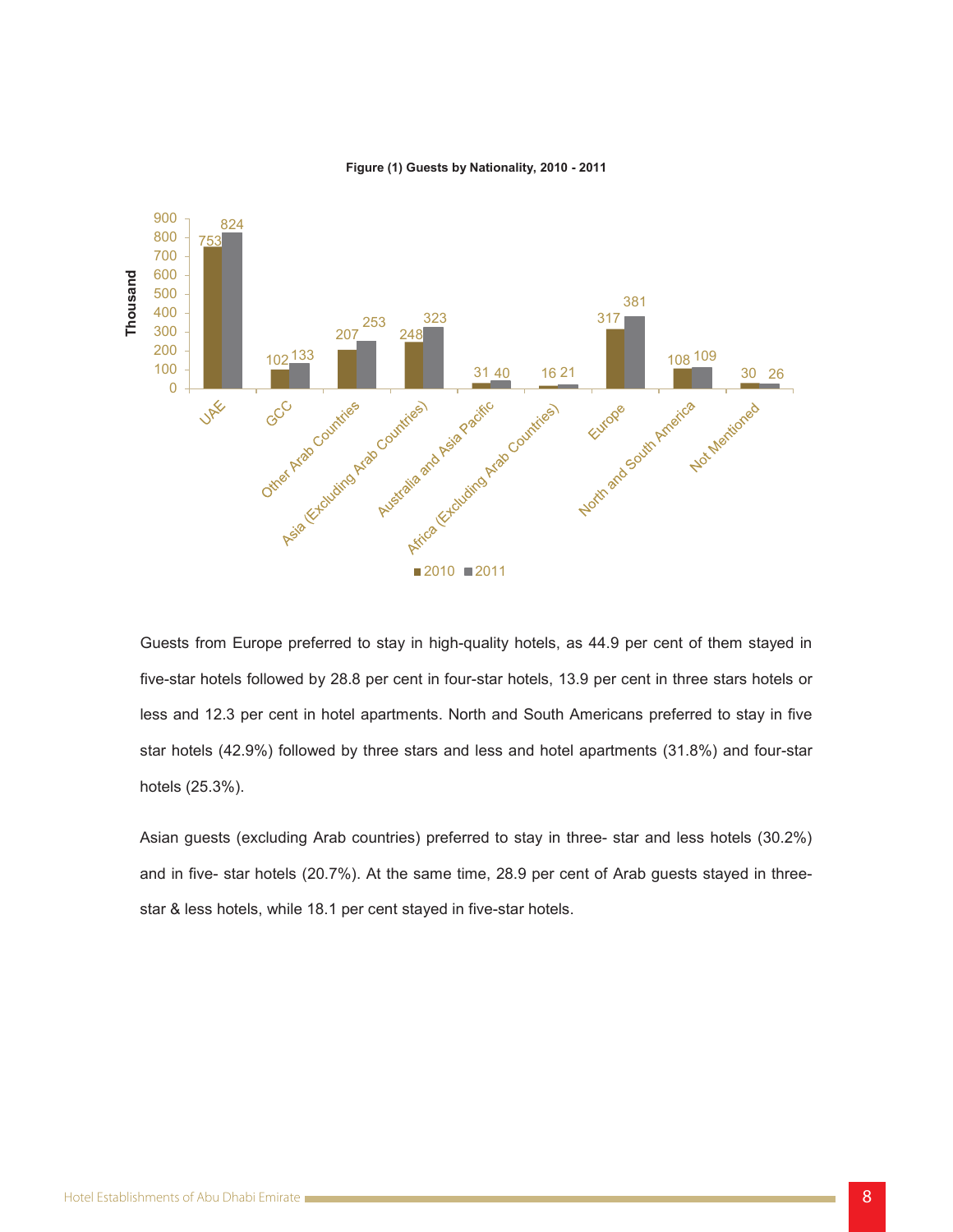**Figure (1) Guests by Nationality, 2010 - 2011**

| Nationality | 2010 (Thousand) | 2011 (Thousand) |
|---|---|---|
| UAE | 753 | 824 |
| GCC | 102 | 133 |
| Other Arab Countries | 207 | 253 |
| Asia (Excluding Arab Countries) | 248 | 323 |
| Australia and Asia Pacific | 31 | 40 |
| Africa (Excluding Arab Countries) | 16 | 21 |
| Europe | 317 | 381 |
| North and South America | 108 | 109 |
| Not Mentioned | 30 | 26 |

Guests from Europe preferred to stay in high-quality hotels, as 44.9 per cent of them stayed in five-star hotels followed by 28.8 per cent in four-star hotels, 13.9 per cent in three stars hotels or less and 12.3 per cent in hotel apartments. North and South Americans preferred to stay in five star hotels (42.9%) followed by three stars and less and hotel apartments (31.8%) and four-star hotels (25.3%).

Asian guests (excluding Arab countries) preferred to stay in three- star and less hotels (30.2%) and in five- star hotels (20.7%). At the same time, 28.9 per cent of Arab guests stayed in three-star & less hotels, while 18.1 per cent stayed in five-star hotels.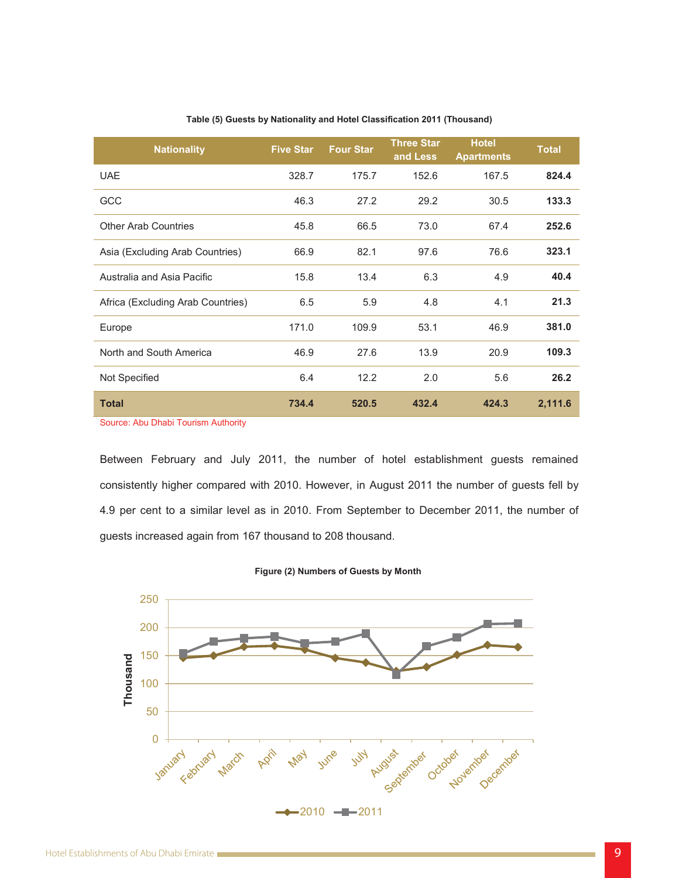**Table (5) Guests by Nationality and Hotel Classification 2011 (Thousand)**

| Nationality | Five Star | Four Star | Three Star and Less | Hotel Apartments | Total |
|---|---|---|---|---|---|
| UAE | 328.7 | 175.7 | 152.6 | 167.5 | **824.4** |
| GCC | 46.3 | 27.2 | 29.2 | 30.5 | **133.3** |
| Other Arab Countries | 45.8 | 66.5 | 73.0 | 67.4 | **252.6** |
| Asia (Excluding Arab Countries) | 66.9 | 82.1 | 97.6 | 76.6 | **323.1** |
| Australia and Asia Pacific | 15.8 | 13.4 | 6.3 | 4.9 | **40.4** |
| Africa (Excluding Arab Countries) | 6.5 | 5.9 | 4.8 | 4.1 | **21.3** |
| Europe | 171.0 | 109.9 | 53.1 | 46.9 | **381.0** |
| North and South America | 46.9 | 27.6 | 13.9 | 20.9 | **109.3** |
| Not Specified | 6.4 | 12.2 | 2.0 | 5.6 | **26.2** |
| **Total** | **734.4** | **520.5** | **432.4** | **424.3** | **2,111.6** |

Source: Abu Dhabi Tourism Authority

Between February and July 2011, the number of hotel establishment guests remained consistently higher compared with 2010. However, in August 2011 the number of guests fell by 4.9 per cent to a similar level as in 2010. From September to December 2011, the number of guests increased again from 167 thousand to 208 thousand.

**Figure (2) Numbers of Guests by Month**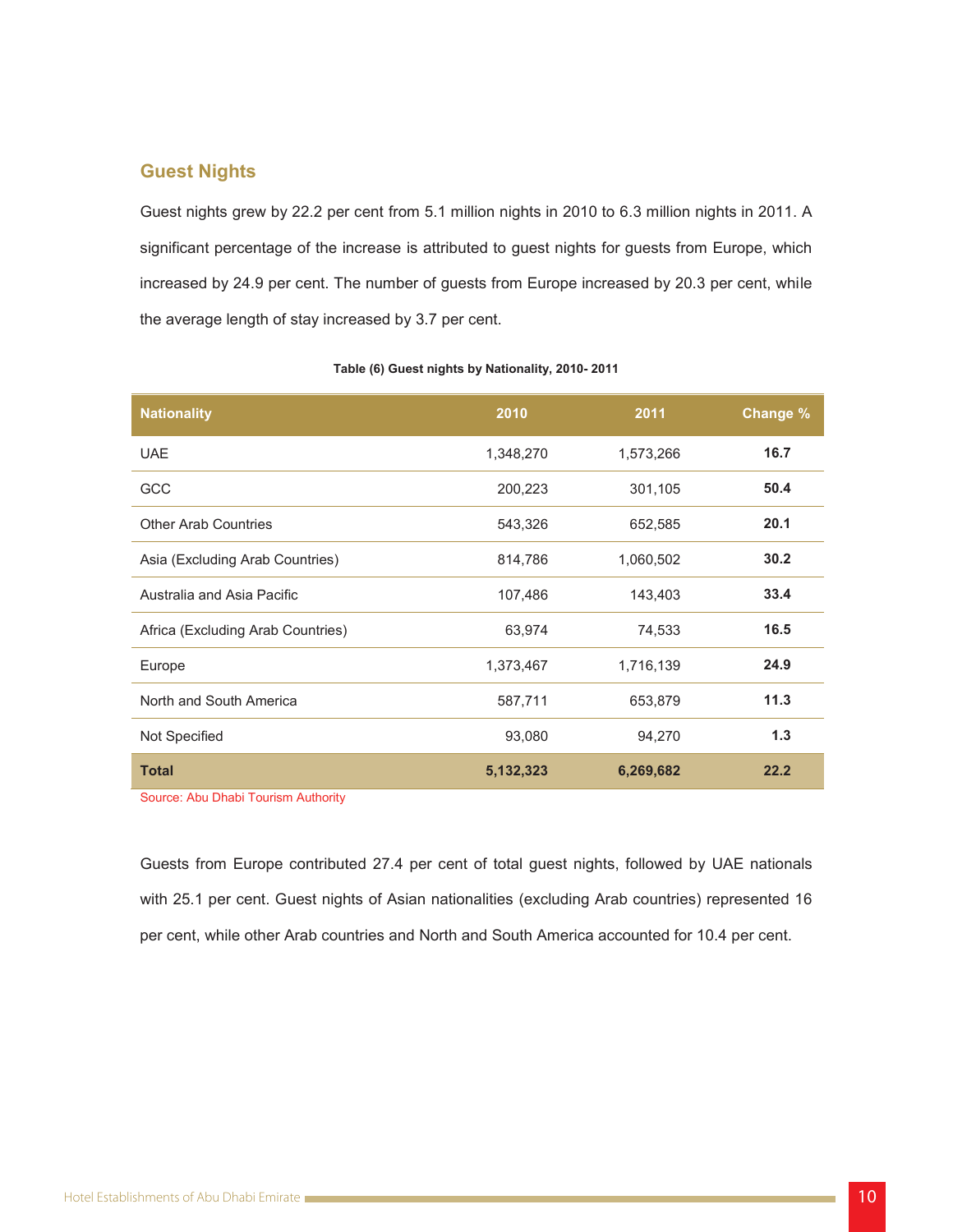## Guest Nights

Guest nights grew by 22.2 per cent from 5.1 million nights in 2010 to 6.3 million nights in 2011. A significant percentage of the increase is attributed to guest nights for guests from Europe, which increased by 24.9 per cent. The number of guests from Europe increased by 20.3 per cent, while the average length of stay increased by 3.7 per cent.

**Table (6) Guest nights by Nationality, 2010- 2011**

| Nationality | 2010 | 2011 | Change % |
|---|---|---|---|
| UAE | 1,348,270 | 1,573,266 | **16.7** |
| GCC | 200,223 | 301,105 | **50.4** |
| Other Arab Countries | 543,326 | 652,585 | **20.1** |
| Asia (Excluding Arab Countries) | 814,786 | 1,060,502 | **30.2** |
| Australia and Asia Pacific | 107,486 | 143,403 | **33.4** |
| Africa (Excluding Arab Countries) | 63,974 | 74,533 | **16.5** |
| Europe | 1,373,467 | 1,716,139 | **24.9** |
| North and South America | 587,711 | 653,879 | **11.3** |
| Not Specified | 93,080 | 94,270 | **1.3** |
| **Total** | **5,132,323** | **6,269,682** | **22.2** |

Source: Abu Dhabi Tourism Authority

Guests from Europe contributed 27.4 per cent of total guest nights, followed by UAE nationals with 25.1 per cent. Guest nights of Asian nationalities (excluding Arab countries) represented 16 per cent, while other Arab countries and North and South America accounted for 10.4 per cent.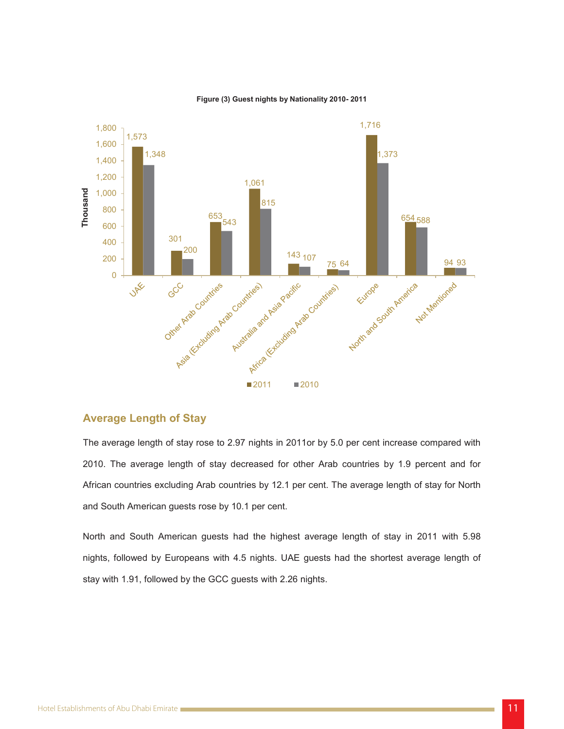**Figure (3) Guest nights by Nationality 2010- 2011**

| Nationality | 2011 | 2010 |
|---|---|---|
| UAE | 1,573 | 1,348 |
| GCC | 301 | 200 |
| Other Arab Countries | 653 | 543 |
| Asia (Excluding Arab Countries) | 1,061 | 815 |
| Australia and Asia Pacific | 143 | 107 |
| Africa (Excluding Arab Countries) | 75 | 64 |
| Europe | 1,716 | 1,373 |
| North and South America | 654 | 588 |
| Not Mentioned | 94 | 93 |

Thousand

## Average Length of Stay

The average length of stay rose to 2.97 nights in 2011or by 5.0 per cent increase compared with 2010. The average length of stay decreased for other Arab countries by 1.9 percent and for African countries excluding Arab countries by 12.1 per cent. The average length of stay for North and South American guests rose by 10.1 per cent.

North and South American guests had the highest average length of stay in 2011 with 5.98 nights, followed by Europeans with 4.5 nights. UAE guests had the shortest average length of stay with 1.91, followed by the GCC guests with 2.26 nights.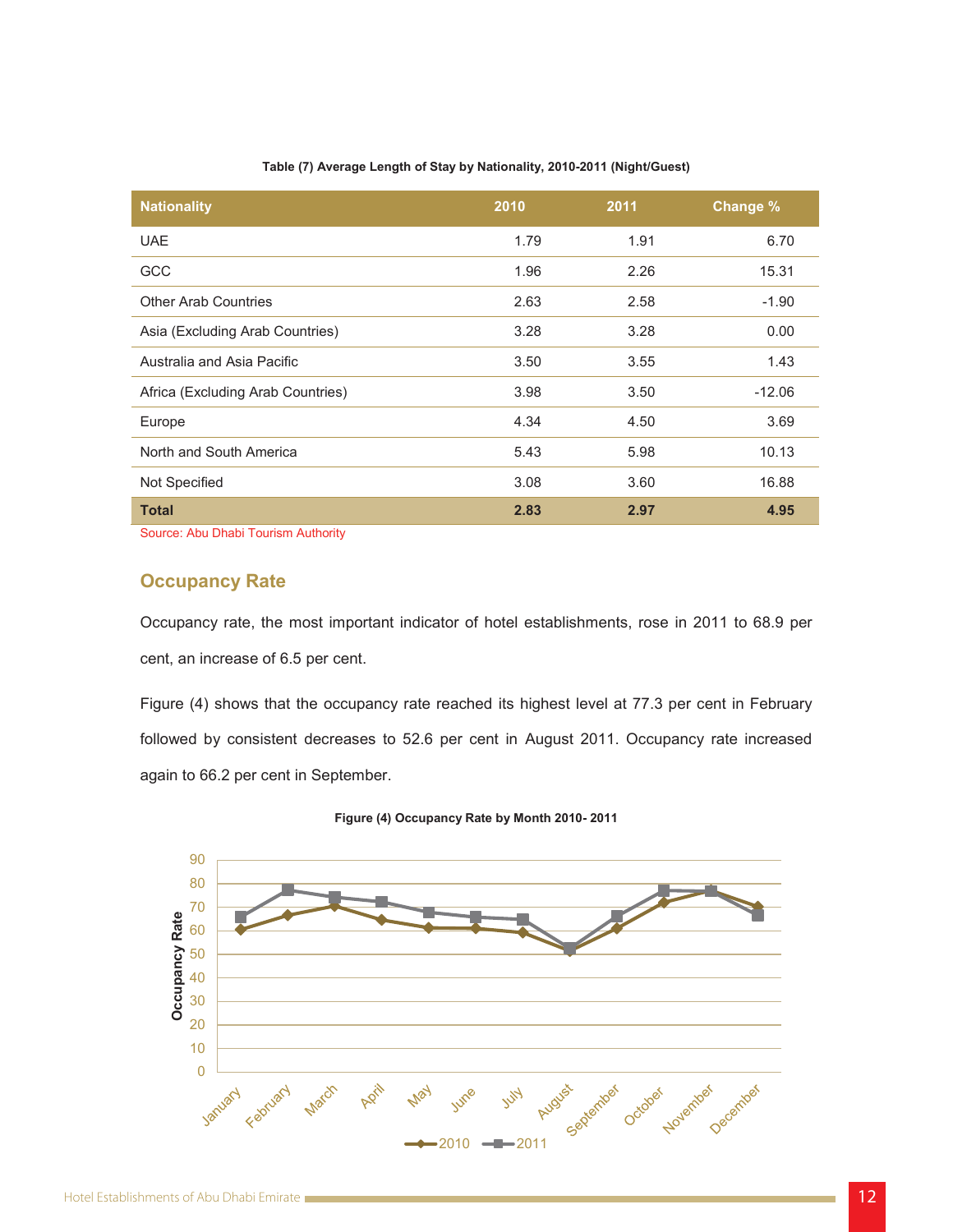**Table (7) Average Length of Stay by Nationality, 2010-2011 (Night/Guest)**

| Nationality | 2010 | 2011 | Change % |
|---|---|---|---|
| UAE | 1.79 | 1.91 | 6.70 |
| GCC | 1.96 | 2.26 | 15.31 |
| Other Arab Countries | 2.63 | 2.58 | -1.90 |
| Asia (Excluding Arab Countries) | 3.28 | 3.28 | 0.00 |
| Australia and Asia Pacific | 3.50 | 3.55 | 1.43 |
| Africa (Excluding Arab Countries) | 3.98 | 3.50 | -12.06 |
| Europe | 4.34 | 4.50 | 3.69 |
| North and South America | 5.43 | 5.98 | 10.13 |
| Not Specified | 3.08 | 3.60 | 16.88 |
| **Total** | **2.83** | **2.97** | **4.95** |

Source: Abu Dhabi Tourism Authority

## Occupancy Rate

Occupancy rate, the most important indicator of hotel establishments, rose in 2011 to 68.9 per cent, an increase of 6.5 per cent.

Figure (4) shows that the occupancy rate reached its highest level at 77.3 per cent in February followed by consistent decreases to 52.6 per cent in August 2011. Occupancy rate increased again to 66.2 per cent in September.

**Figure (4) Occupancy Rate by Month 2010- 2011**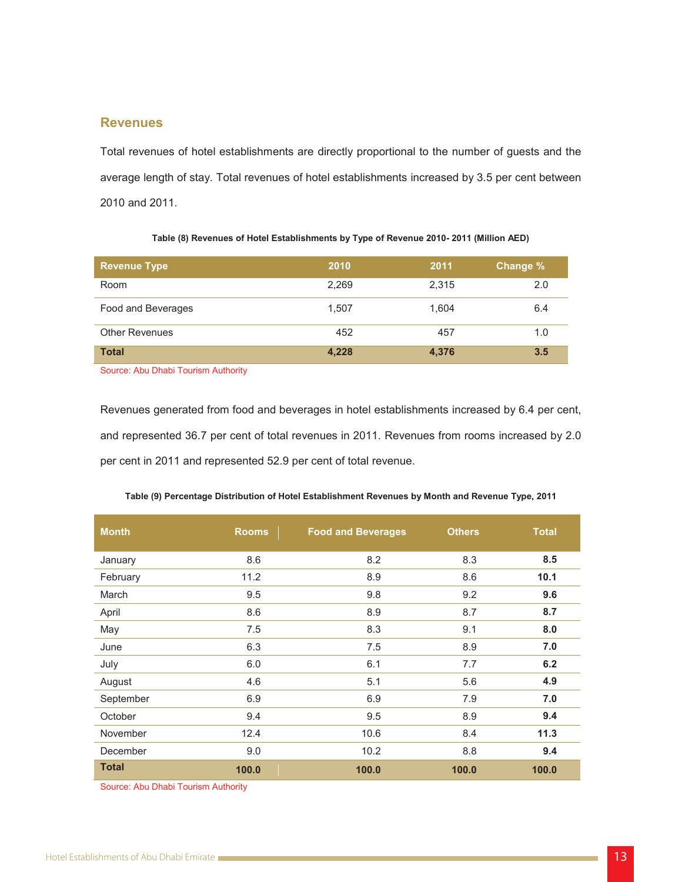## Revenues

Total revenues of hotel establishments are directly proportional to the number of guests and the average length of stay. Total revenues of hotel establishments increased by 3.5 per cent between 2010 and 2011.

**Table (8) Revenues of Hotel Establishments by Type of Revenue 2010- 2011 (Million AED)**

| Revenue Type | 2010 | 2011 | Change % |
|---|---|---|---|
| Room | 2,269 | 2,315 | 2.0 |
| Food and Beverages | 1,507 | 1,604 | 6.4 |
| Other Revenues | 452 | 457 | 1.0 |
| **Total** | **4,228** | **4,376** | **3.5** |

Source: Abu Dhabi Tourism Authority

Revenues generated from food and beverages in hotel establishments increased by 6.4 per cent, and represented 36.7 per cent of total revenues in 2011. Revenues from rooms increased by 2.0 per cent in 2011 and represented 52.9 per cent of total revenue.

**Table (9) Percentage Distribution of Hotel Establishment Revenues by Month and Revenue Type, 2011**

| Month | Rooms | Food and Beverages | Others | Total |
|---|---|---|---|---|
| January | 8.6 | 8.2 | 8.3 | **8.5** |
| February | 11.2 | 8.9 | 8.6 | **10.1** |
| March | 9.5 | 9.8 | 9.2 | **9.6** |
| April | 8.6 | 8.9 | 8.7 | **8.7** |
| May | 7.5 | 8.3 | 9.1 | **8.0** |
| June | 6.3 | 7.5 | 8.9 | **7.0** |
| July | 6.0 | 6.1 | 7.7 | **6.2** |
| August | 4.6 | 5.1 | 5.6 | **4.9** |
| September | 6.9 | 6.9 | 7.9 | **7.0** |
| October | 9.4 | 9.5 | 8.9 | **9.4** |
| November | 12.4 | 10.6 | 8.4 | **11.3** |
| December | 9.0 | 10.2 | 8.8 | **9.4** |
| **Total** | **100.0** | **100.0** | **100.0** | **100.0** |

Source: Abu Dhabi Tourism Authority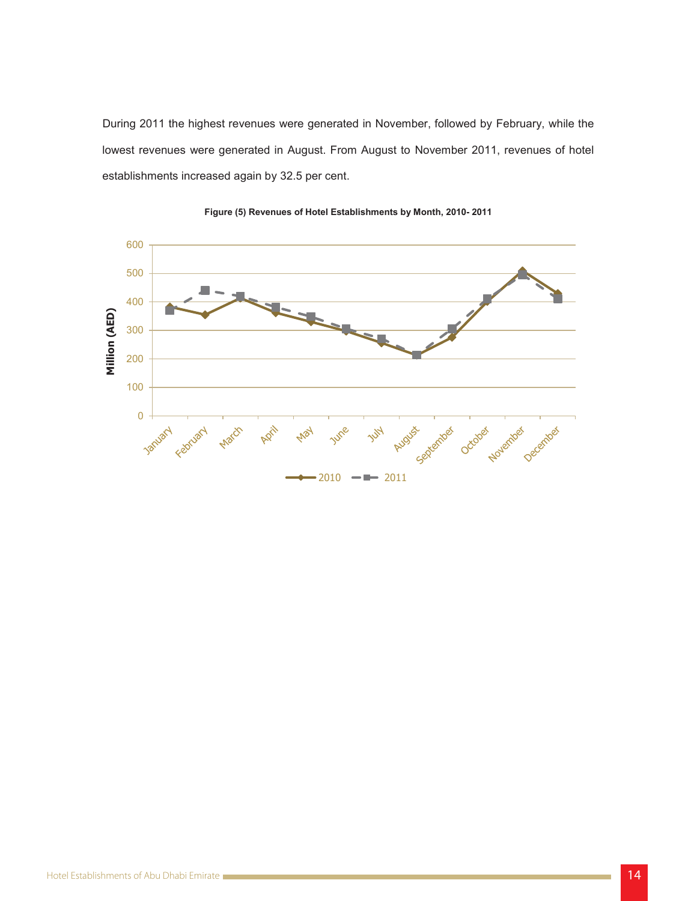During 2011 the highest revenues were generated in November, followed by February, while the lowest revenues were generated in August. From August to November 2011, revenues of hotel establishments increased again by 32.5 per cent.

**Figure (5) Revenues of Hotel Establishments by Month, 2010- 2011**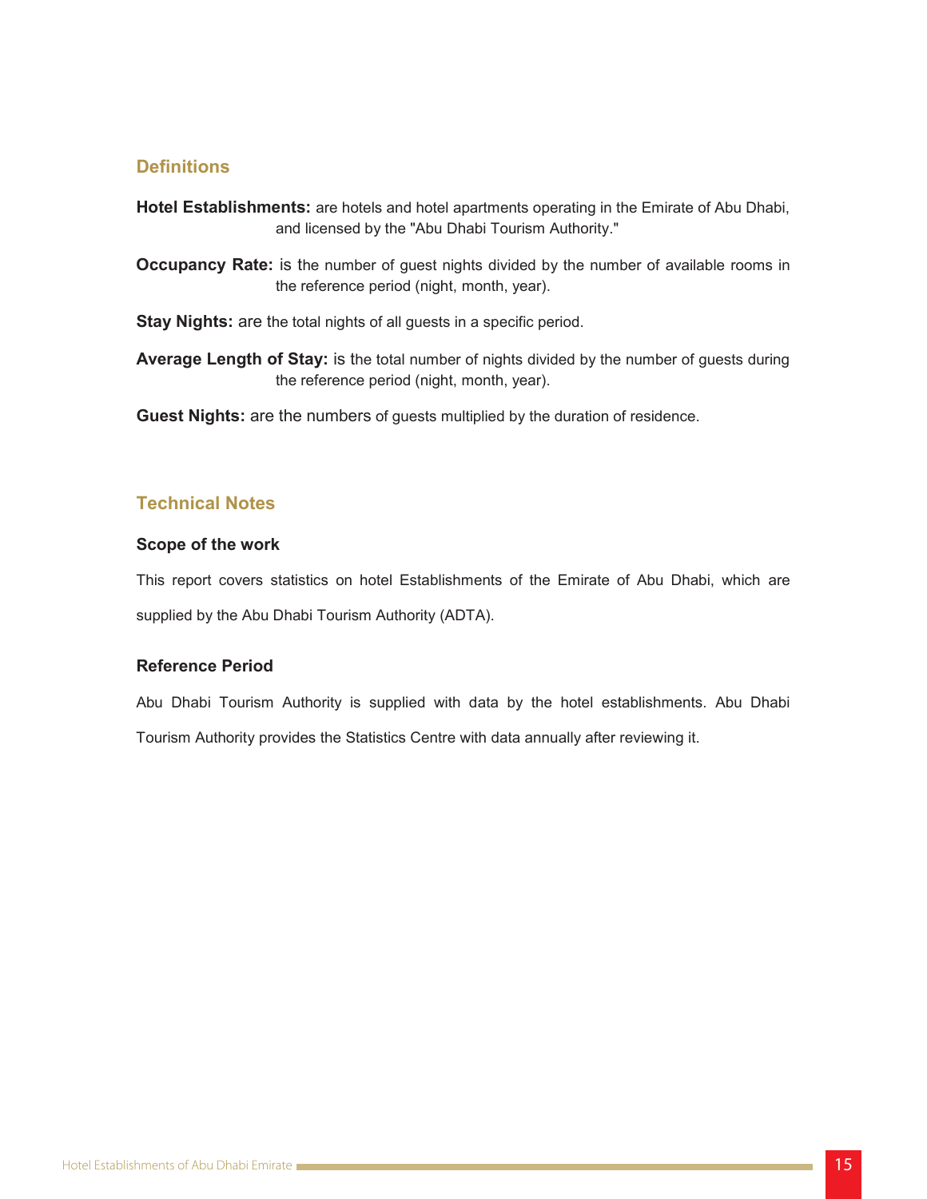## Definitions

**Hotel Establishments:** are hotels and hotel apartments operating in the Emirate of Abu Dhabi, and licensed by the "Abu Dhabi Tourism Authority."

**Occupancy Rate:** is the number of guest nights divided by the number of available rooms in the reference period (night, month, year).

**Stay Nights:** are the total nights of all guests in a specific period.

**Average Length of Stay:** is the total number of nights divided by the number of guests during the reference period (night, month, year).

**Guest Nights:** are the numbers of guests multiplied by the duration of residence.

## Technical Notes

### Scope of the work

This report covers statistics on hotel Establishments of the Emirate of Abu Dhabi, which are supplied by the Abu Dhabi Tourism Authority (ADTA).

### Reference Period

Abu Dhabi Tourism Authority is supplied with data by the hotel establishments. Abu Dhabi Tourism Authority provides the Statistics Centre with data annually after reviewing it.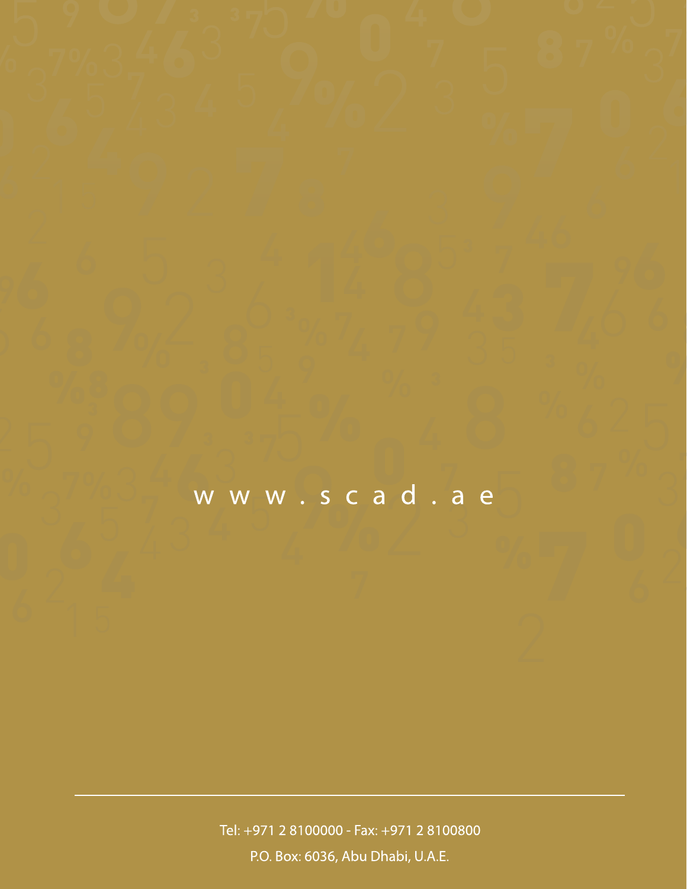www.scad.ae

Tel: +971 2 8100000 - Fax: +971 2 8100800

P.O. Box: 6036, Abu Dhabi, U.A.E.